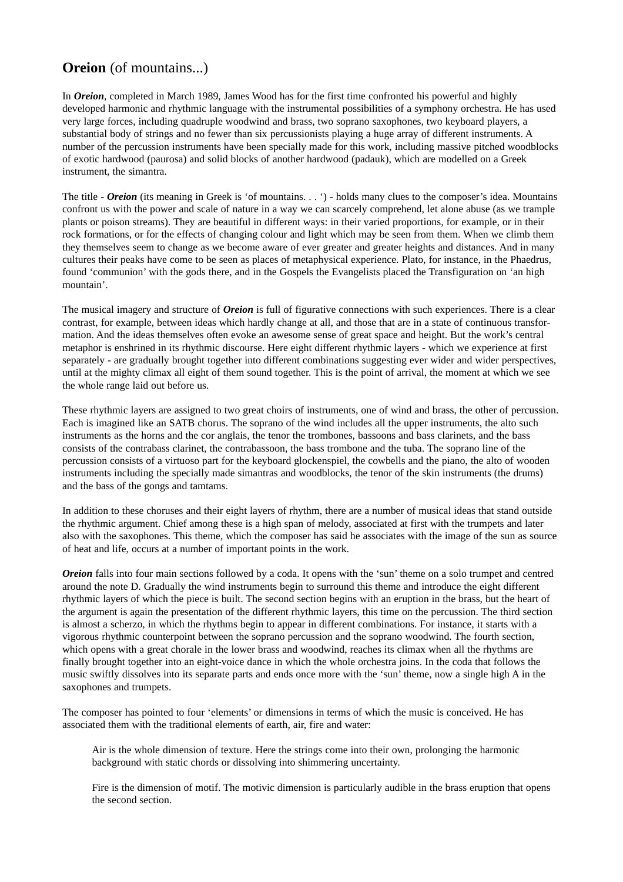## **Oreion** (of mountains...)

In ***Oreion***, completed in March 1989, James Wood has for the first time confronted his powerful and highly developed harmonic and rhythmic language with the instrumental possibilities of a symphony orchestra. He has used very large forces, including quadruple woodwind and brass, two soprano saxophones, two keyboard players, a substantial body of strings and no fewer than six percussionists playing a huge array of different instruments. A number of the percussion instruments have been specially made for this work, including massive pitched woodblocks of exotic hardwood (paurosa) and solid blocks of another hardwood (padauk), which are modelled on a Greek instrument, the simantra.

The title - ***Oreion*** (its meaning in Greek is 'of mountains. . . ') - holds many clues to the composer's idea. Mountains confront us with the power and scale of nature in a way we can scarcely comprehend, let alone abuse (as we trample plants or poison streams). They are beautiful in different ways: in their varied proportions, for example, or in their rock formations, or for the effects of changing colour and light which may be seen from them. When we climb them they themselves seem to change as we become aware of ever greater and greater heights and distances. And in many cultures their peaks have come to be seen as places of metaphysical experience. Plato, for instance, in the Phaedrus, found 'communion' with the gods there, and in the Gospels the Evangelists placed the Transfiguration on 'an high mountain'.

The musical imagery and structure of ***Oreion*** is full of figurative connections with such experiences. There is a clear contrast, for example, between ideas which hardly change at all, and those that are in a state of continuous transformation. And the ideas themselves often evoke an awesome sense of great space and height. But the work's central metaphor is enshrined in its rhythmic discourse. Here eight different rhythmic layers - which we experience at first separately - are gradually brought together into different combinations suggesting ever wider and wider perspectives, until at the mighty climax all eight of them sound together. This is the point of arrival, the moment at which we see the whole range laid out before us.

These rhythmic layers are assigned to two great choirs of instruments, one of wind and brass, the other of percussion. Each is imagined like an SATB chorus. The soprano of the wind includes all the upper instruments, the alto such instruments as the horns and the cor anglais, the tenor the trombones, bassoons and bass clarinets, and the bass consists of the contrabass clarinet, the contrabassoon, the bass trombone and the tuba. The soprano line of the percussion consists of a virtuoso part for the keyboard glockenspiel, the cowbells and the piano, the alto of wooden instruments including the specially made simantras and woodblocks, the tenor of the skin instruments (the drums) and the bass of the gongs and tamtams.

In addition to these choruses and their eight layers of rhythm, there are a number of musical ideas that stand outside the rhythmic argument. Chief among these is a high span of melody, associated at first with the trumpets and later also with the saxophones. This theme, which the composer has said he associates with the image of the sun as source of heat and life, occurs at a number of important points in the work.

***Oreion*** falls into four main sections followed by a coda. It opens with the 'sun' theme on a solo trumpet and centred around the note D. Gradually the wind instruments begin to surround this theme and introduce the eight different rhythmic layers of which the piece is built. The second section begins with an eruption in the brass, but the heart of the argument is again the presentation of the different rhythmic layers, this time on the percussion. The third section is almost a scherzo, in which the rhythms begin to appear in different combinations. For instance, it starts with a vigorous rhythmic counterpoint between the soprano percussion and the soprano woodwind. The fourth section, which opens with a great chorale in the lower brass and woodwind, reaches its climax when all the rhythms are finally brought together into an eight-voice dance in which the whole orchestra joins. In the coda that follows the music swiftly dissolves into its separate parts and ends once more with the 'sun' theme, now a single high A in the saxophones and trumpets.

The composer has pointed to four 'elements' or dimensions in terms of which the music is conceived. He has associated them with the traditional elements of earth, air, fire and water:

> Air is the whole dimension of texture. Here the strings come into their own, prolonging the harmonic background with static chords or dissolving into shimmering uncertainty.
>
> Fire is the dimension of motif. The motivic dimension is particularly audible in the brass eruption that opens the second section.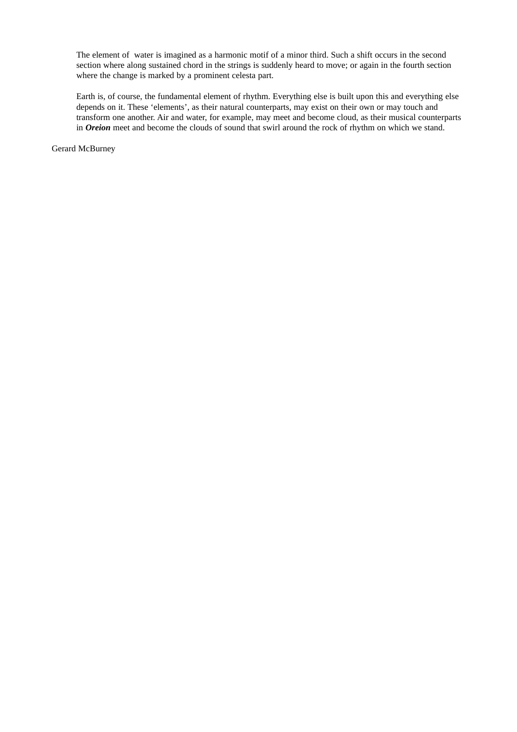The element of  water is imagined as a harmonic motif of a minor third. Such a shift occurs in the second section where along sustained chord in the strings is suddenly heard to move; or again in the fourth section where the change is marked by a prominent celesta part.

Earth is, of course, the fundamental element of rhythm. Everything else is built upon this and everything else depends on it. These ‘elements’, as their natural counterparts, may exist on their own or may touch and transform one another. Air and water, for example, may meet and become cloud, as their musical counterparts in ***Oreion*** meet and become the clouds of sound that swirl around the rock of rhythm on which we stand.

Gerard McBurney